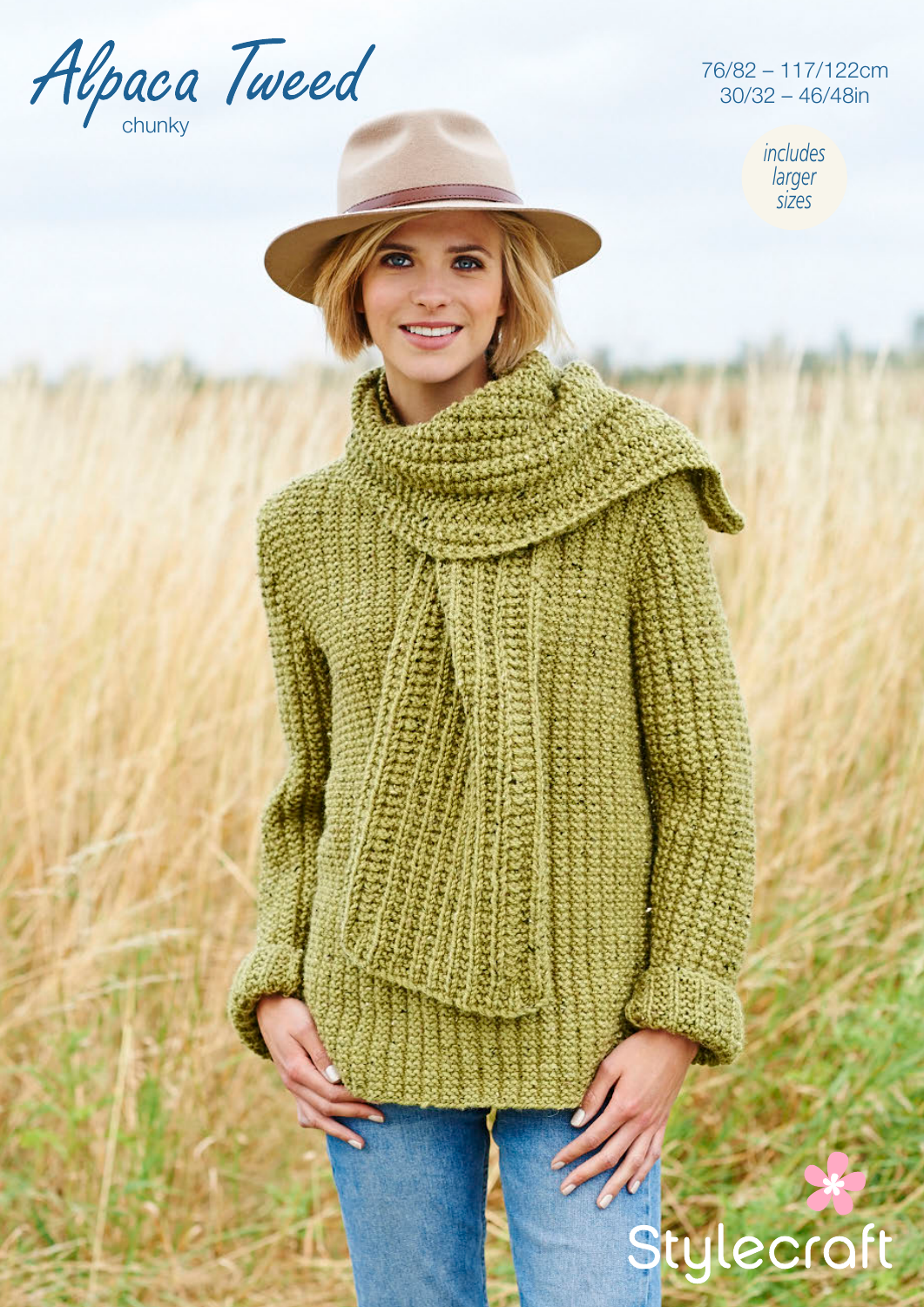# Alpaca Tweed

chunky

76/82 – 117/122cm
30/32 – 46/48in

*includes larger sizes*

Stylecraft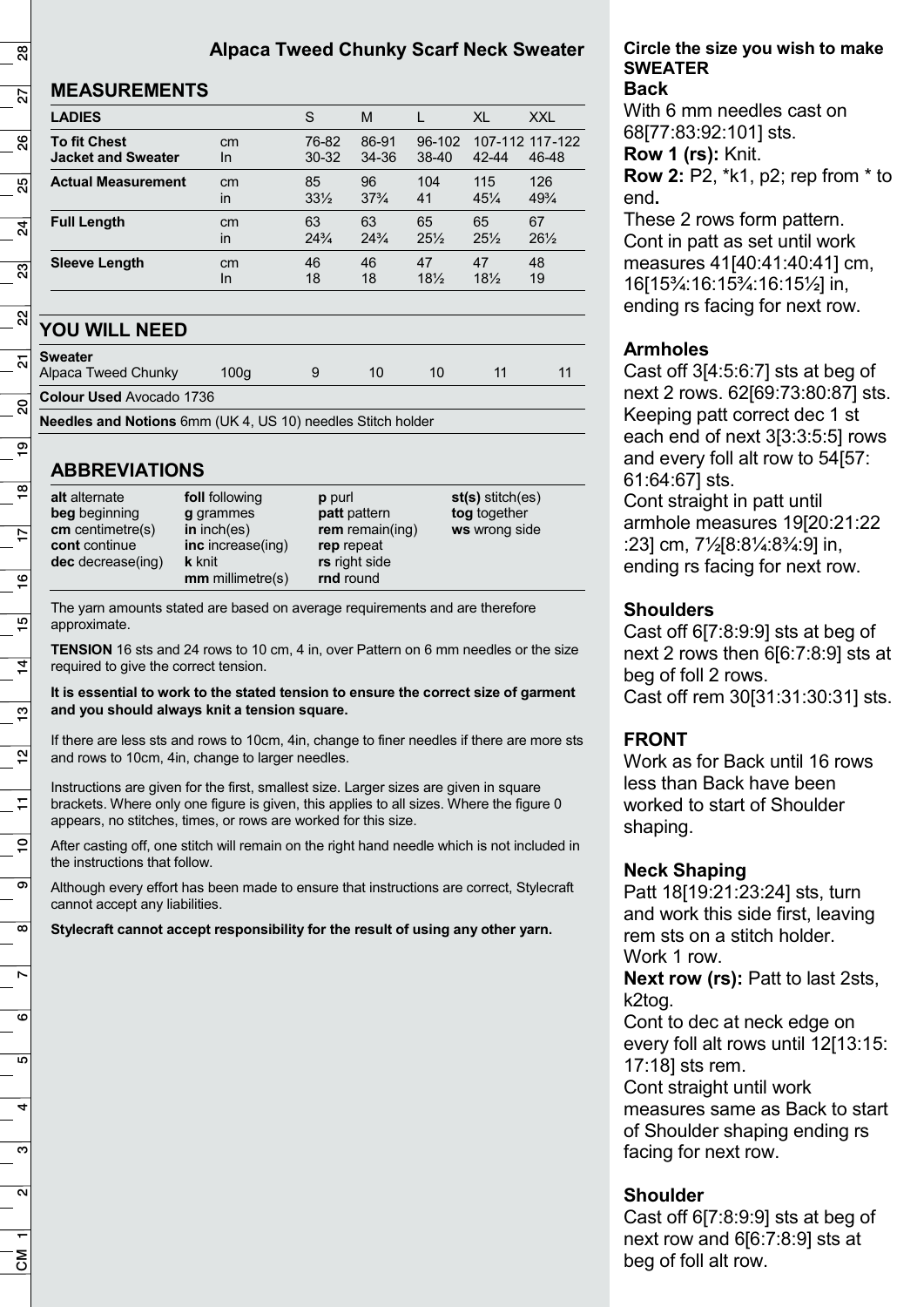# Alpaca Tweed Chunky Scarf Neck Sweater

## MEASUREMENTS

| LADIES | | S | M | L | XL | XXL |
|---|---|---|---|---|---|---|
| **To fit Chest Jacket and Sweater** | cm<br>In | 76-82<br>30-32 | 86-91<br>34-36 | 96-102<br>38-40 | 107-112<br>42-44 | 117-122<br>46-48 |
| **Actual Measurement** | cm<br>in | 85<br>33½ | 96<br>37¾ | 104<br>41 | 115<br>45¼ | 126<br>49¾ |
| **Full Length** | cm<br>in | 63<br>24¾ | 63<br>24¾ | 65<br>25½ | 65<br>25½ | 67<br>26½ |
| **Sleeve Length** | cm<br>In | 46<br>18 | 46<br>18 | 47<br>18½ | 47<br>18½ | 48<br>19 |

## YOU WILL NEED

| **Sweater** | | | | | | |
|---|---|---|---|---|---|---|
| Alpaca Tweed Chunky | 100g | 9 | 10 | 10 | 11 | 11 |

**Colour Used** Avocado 1736

**Needles and Notions** 6mm (UK 4, US 10) needles Stitch holder

## ABBREVIATIONS

| | | | |
|---|---|---|---|
| **alt** alternate | **foll** following | **p** purl | **st(s)** stitch(es) |
| **beg** beginning | **g** grammes | **patt** pattern | **tog** together |
| **cm** centimetre(s) | **in** inch(es) | **rem** remain(ing) | **ws** wrong side |
| **cont** continue | **inc** increase(ing) | **rep** repeat | |
| **dec** decrease(ing) | **k** knit | **rs** right side | |
| | **mm** millimetre(s) | **rnd** round | |

The yarn amounts stated are based on average requirements and are therefore approximate.

**TENSION** 16 sts and 24 rows to 10 cm, 4 in, over Pattern on 6 mm needles or the size required to give the correct tension.

**It is essential to work to the stated tension to ensure the correct size of garment and you should always knit a tension square.**

If there are less sts and rows to 10cm, 4in, change to finer needles if there are more sts and rows to 10cm, 4in, change to larger needles.

Instructions are given for the first, smallest size. Larger sizes are given in square brackets. Where only one figure is given, this applies to all sizes. Where the figure 0 appears, no stitches, times, or rows are worked for this size.

After casting off, one stitch will remain on the right hand needle which is not included in the instructions that follow.

Although every effort has been made to ensure that instructions are correct, Stylecraft cannot accept any liabilities.

**Stylecraft cannot accept responsibility for the result of using any other yarn.**

**Circle the size you wish to make**

**SWEATER**

### Back

With 6 mm needles cast on 68[77:83:92:101] sts.

**Row 1 (rs):** Knit.

**Row 2:** P2, *k1, p2; rep from * to end**.**

These 2 rows form pattern.

Cont in patt as set until work measures 41[40:41:40:41] cm, 16[15¾:16:15¾:16:15½] in, ending rs facing for next row.

### Armholes

Cast off 3[4:5:6:7] sts at beg of next 2 rows. 62[69:73:80:87] sts.

Keeping patt correct dec 1 st each end of next 3[3:3:5:5] rows and every foll alt row to 54[57:61:64:67] sts.

Cont straight in patt until armhole measures 19[20:21:22:23] cm, 7½[8:8¼:8¾:9] in, ending rs facing for next row.

### Shoulders

Cast off 6[7:8:9:9] sts at beg of next 2 rows then 6[6:7:8:9] sts at beg of foll 2 rows.

Cast off rem 30[31:31:30:31] sts.

### FRONT

Work as for Back until 16 rows less than Back have been worked to start of Shoulder shaping.

### Neck Shaping

Patt 18[19:21:23:24] sts, turn and work this side first, leaving rem sts on a stitch holder.

Work 1 row.

**Next row (rs):** Patt to last 2sts, k2tog.

Cont to dec at neck edge on every foll alt rows until 12[13:15:17:18] sts rem.

Cont straight until work measures same as Back to start of Shoulder shaping ending rs facing for next row.

### Shoulder

Cast off 6[7:8:9:9] sts at beg of next row and 6[6:7:8:9] sts at beg of foll alt row.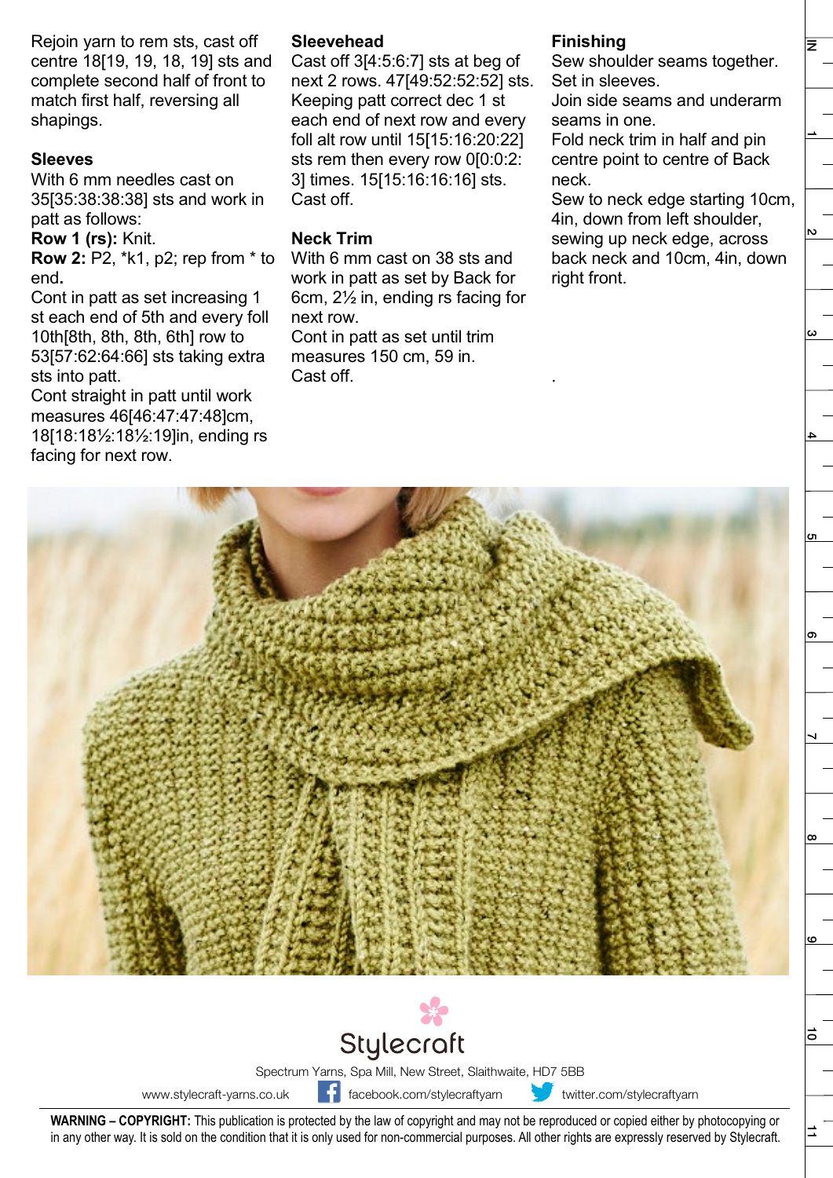Rejoin yarn to rem sts, cast off centre 18[19, 19, 18, 19] sts and complete second half of front to match first half, reversing all shapings.

## Sleeves

With 6 mm needles cast on 35[35:38:38:38] sts and work in patt as follows:

**Row 1 (rs):** Knit.

**Row 2:** P2, *k1, p2; rep from * to end**.**

Cont in patt as set increasing 1 st each end of 5th and every foll 10th[8th, 8th, 8th, 6th] row to 53[57:62:64:66] sts taking extra sts into patt.

Cont straight in patt until work measures 46[46:47:47:48]cm, 18[18:18½:18½:19]in, ending rs facing for next row.

## Sleevehead

Cast off 3[4:5:6:7] sts at beg of next 2 rows. 47[49:52:52:52] sts.

Keeping patt correct dec 1 st each end of next row and every foll alt row until 15[15:16:20:22] sts rem then every row 0[0:0:2:3] times. 15[15:16:16:16] sts.

Cast off.

## Neck Trim

With 6 mm cast on 38 sts and work in patt as set by Back for 6cm, 2½ in, ending rs facing for next row.

Cont in patt as set until trim measures 150 cm, 59 in.

Cast off.

## Finishing

Sew shoulder seams together.

Set in sleeves.

Join side seams and underarm seams in one.

Fold neck trim in half and pin centre point to centre of Back neck.

Sew to neck edge starting 10cm, 4in, down from left shoulder, sewing up neck edge, across back neck and 10cm, 4in, down right front.

Stylecraft

Spectrum Yarns, Spa Mill, New Street, Slaithwaite, HD7 5BB

www.stylecraft-yarns.co.uk facebook.com/stylecraftyarn twitter.com/stylecraftyarn

**WARNING – COPYRIGHT:** This publication is protected by the law of copyright and may not be reproduced or copied either by photocopying or in any other way. It is sold on the condition that it is only used for non-commercial purposes. All other rights are expressly reserved by Stylecraft.